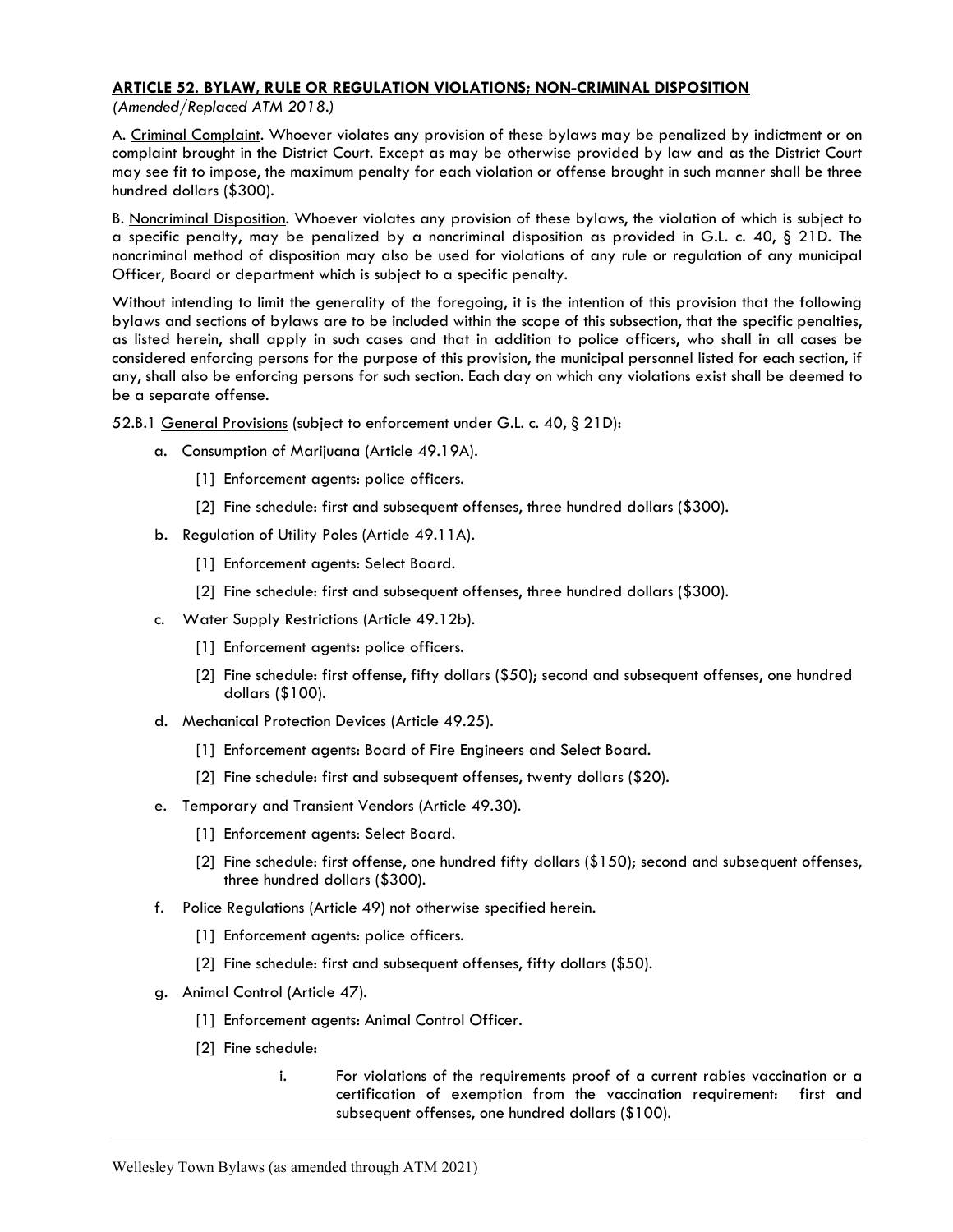## ARTICLE 52. BYLAW, RULE OR REGULATION VIOLATIONS; NON-CRIMINAL DISPOSITION

*(Amended/Replaced ATM 2018.)*

A. Criminal Complaint. Whoever violates any provision of these bylaws may be penalized by indictment or on complaint brought in the District Court. Except as may be otherwise provided by law and as the District Court may see fit to impose, the maximum penalty for each violation or offense brought in such manner shall be three hundred dollars ($300).

B. Noncriminal Disposition. Whoever violates any provision of these bylaws, the violation of which is subject to a specific penalty, may be penalized by a noncriminal disposition as provided in G.L. c. 40, § 21D. The noncriminal method of disposition may also be used for violations of any rule or regulation of any municipal Officer, Board or department which is subject to a specific penalty.

Without intending to limit the generality of the foregoing, it is the intention of this provision that the following bylaws and sections of bylaws are to be included within the scope of this subsection, that the specific penalties, as listed herein, shall apply in such cases and that in addition to police officers, who shall in all cases be considered enforcing persons for the purpose of this provision, the municipal personnel listed for each section, if any, shall also be enforcing persons for such section. Each day on which any violations exist shall be deemed to be a separate offense.

52.B.1 General Provisions (subject to enforcement under G.L. c. 40, § 21D):

a. Consumption of Marijuana (Article 49.19A).
   - [1] Enforcement agents: police officers.
   - [2] Fine schedule: first and subsequent offenses, three hundred dollars ($300).

b. Regulation of Utility Poles (Article 49.11A).
   - [1] Enforcement agents: Select Board.
   - [2] Fine schedule: first and subsequent offenses, three hundred dollars ($300).

c. Water Supply Restrictions (Article 49.12b).
   - [1] Enforcement agents: police officers.
   - [2] Fine schedule: first offense, fifty dollars ($50); second and subsequent offenses, one hundred dollars ($100).

d. Mechanical Protection Devices (Article 49.25).
   - [1] Enforcement agents: Board of Fire Engineers and Select Board.
   - [2] Fine schedule: first and subsequent offenses, twenty dollars ($20).

e. Temporary and Transient Vendors (Article 49.30).
   - [1] Enforcement agents: Select Board.
   - [2] Fine schedule: first offense, one hundred fifty dollars ($150); second and subsequent offenses, three hundred dollars ($300).

f. Police Regulations (Article 49) not otherwise specified herein.
   - [1] Enforcement agents: police officers.
   - [2] Fine schedule: first and subsequent offenses, fifty dollars ($50).

g. Animal Control (Article 47).
   - [1] Enforcement agents: Animal Control Officer.
   - [2] Fine schedule:
     - i. For violations of the requirements proof of a current rabies vaccination or a certification of exemption from the vaccination requirement: first and subsequent offenses, one hundred dollars ($100).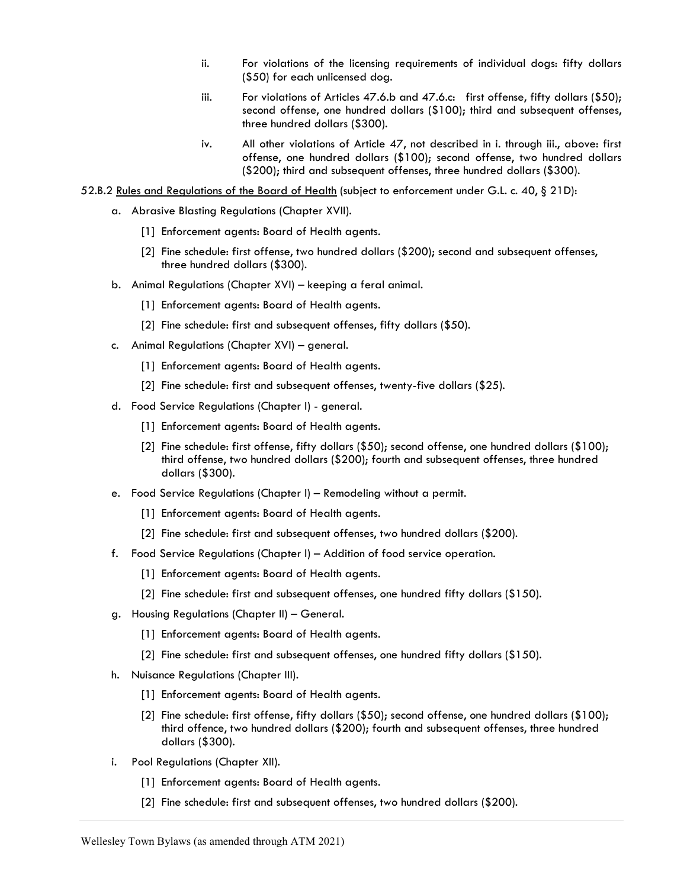ii. For violations of the licensing requirements of individual dogs: fifty dollars ($50) for each unlicensed dog.

iii. For violations of Articles 47.6.b and 47.6.c: first offense, fifty dollars ($50); second offense, one hundred dollars ($100); third and subsequent offenses, three hundred dollars ($300).

iv. All other violations of Article 47, not described in i. through iii., above: first offense, one hundred dollars ($100); second offense, two hundred dollars ($200); third and subsequent offenses, three hundred dollars ($300).

52.B.2 <u>Rules and Regulations of the Board of Health</u> (subject to enforcement under G.L. c. 40, § 21D):

a. Abrasive Blasting Regulations (Chapter XVII).

  [1] Enforcement agents: Board of Health agents.

  [2] Fine schedule: first offense, two hundred dollars ($200); second and subsequent offenses, three hundred dollars ($300).

b. Animal Regulations (Chapter XVI) – keeping a feral animal.

  [1] Enforcement agents: Board of Health agents.

  [2] Fine schedule: first and subsequent offenses, fifty dollars ($50).

c. Animal Regulations (Chapter XVI) – general.

  [1] Enforcement agents: Board of Health agents.

  [2] Fine schedule: first and subsequent offenses, twenty-five dollars ($25).

d. Food Service Regulations (Chapter I) - general.

  [1] Enforcement agents: Board of Health agents.

  [2] Fine schedule: first offense, fifty dollars ($50); second offense, one hundred dollars ($100); third offense, two hundred dollars ($200); fourth and subsequent offenses, three hundred dollars ($300).

e. Food Service Regulations (Chapter I) – Remodeling without a permit.

  [1] Enforcement agents: Board of Health agents.

  [2] Fine schedule: first and subsequent offenses, two hundred dollars ($200).

f. Food Service Regulations (Chapter I) – Addition of food service operation.

  [1] Enforcement agents: Board of Health agents.

  [2] Fine schedule: first and subsequent offenses, one hundred fifty dollars ($150).

g. Housing Regulations (Chapter II) – General.

  [1] Enforcement agents: Board of Health agents.

  [2] Fine schedule: first and subsequent offenses, one hundred fifty dollars ($150).

h. Nuisance Regulations (Chapter III).

  [1] Enforcement agents: Board of Health agents.

  [2] Fine schedule: first offense, fifty dollars ($50); second offense, one hundred dollars ($100); third offence, two hundred dollars ($200); fourth and subsequent offenses, three hundred dollars ($300).

i. Pool Regulations (Chapter XII).

  [1] Enforcement agents: Board of Health agents.

  [2] Fine schedule: first and subsequent offenses, two hundred dollars ($200).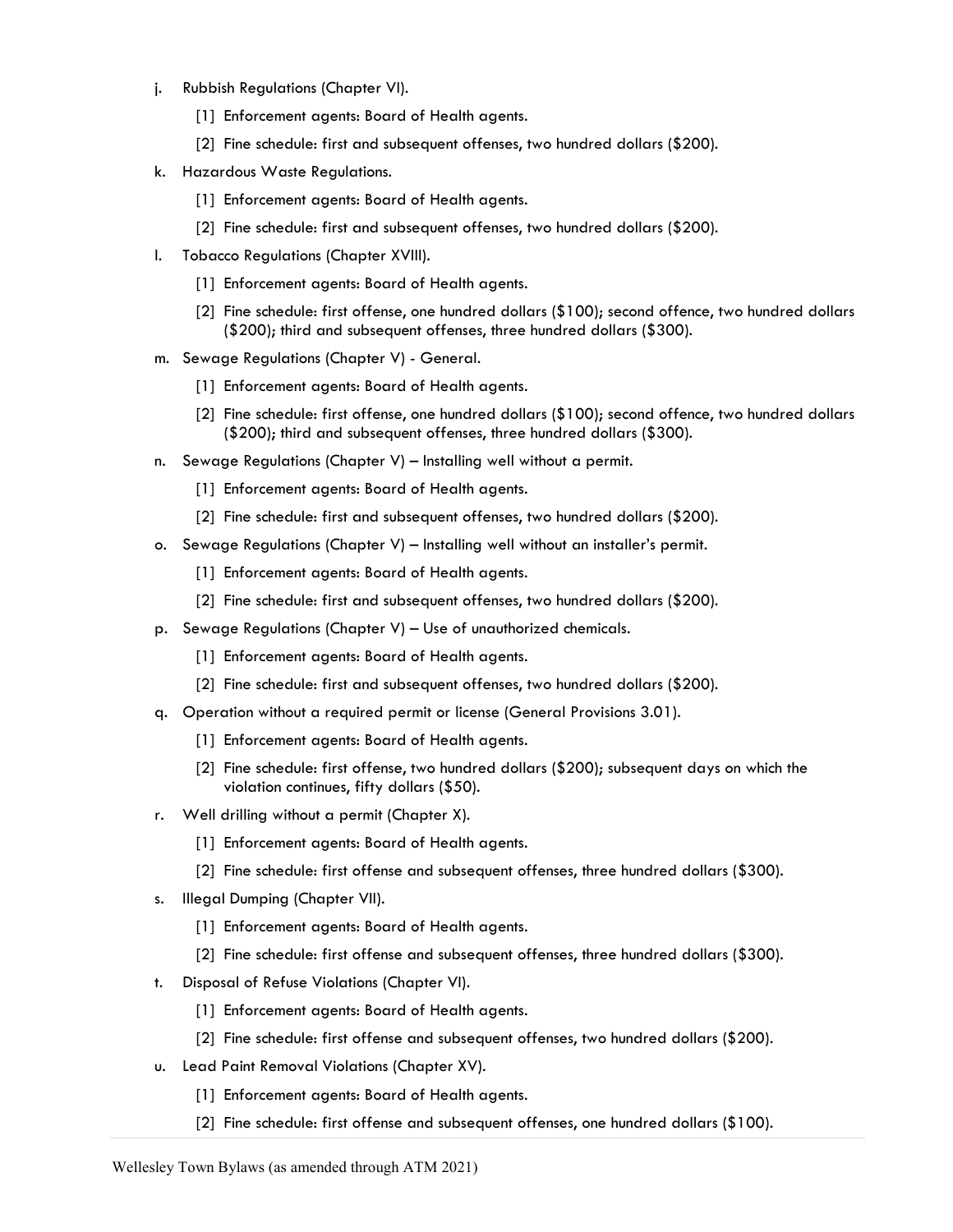j. Rubbish Regulations (Chapter VI).

   [1] Enforcement agents: Board of Health agents.

   [2] Fine schedule: first and subsequent offenses, two hundred dollars ($200).

k. Hazardous Waste Regulations.

   [1] Enforcement agents: Board of Health agents.

   [2] Fine schedule: first and subsequent offenses, two hundred dollars ($200).

l. Tobacco Regulations (Chapter XVIII).

   [1] Enforcement agents: Board of Health agents.

   [2] Fine schedule: first offense, one hundred dollars ($100); second offence, two hundred dollars ($200); third and subsequent offenses, three hundred dollars ($300).

m. Sewage Regulations (Chapter V) - General.

   [1] Enforcement agents: Board of Health agents.

   [2] Fine schedule: first offense, one hundred dollars ($100); second offence, two hundred dollars ($200); third and subsequent offenses, three hundred dollars ($300).

n. Sewage Regulations (Chapter V) – Installing well without a permit.

   [1] Enforcement agents: Board of Health agents.

   [2] Fine schedule: first and subsequent offenses, two hundred dollars ($200).

o. Sewage Regulations (Chapter V) – Installing well without an installer's permit.

   [1] Enforcement agents: Board of Health agents.

   [2] Fine schedule: first and subsequent offenses, two hundred dollars ($200).

p. Sewage Regulations (Chapter V) – Use of unauthorized chemicals.

   [1] Enforcement agents: Board of Health agents.

   [2] Fine schedule: first and subsequent offenses, two hundred dollars ($200).

q. Operation without a required permit or license (General Provisions 3.01).

   [1] Enforcement agents: Board of Health agents.

   [2] Fine schedule: first offense, two hundred dollars ($200); subsequent days on which the violation continues, fifty dollars ($50).

r. Well drilling without a permit (Chapter X).

   [1] Enforcement agents: Board of Health agents.

   [2] Fine schedule: first offense and subsequent offenses, three hundred dollars ($300).

s. Illegal Dumping (Chapter VII).

   [1] Enforcement agents: Board of Health agents.

   [2] Fine schedule: first offense and subsequent offenses, three hundred dollars ($300).

t. Disposal of Refuse Violations (Chapter VI).

   [1] Enforcement agents: Board of Health agents.

   [2] Fine schedule: first offense and subsequent offenses, two hundred dollars ($200).

u. Lead Paint Removal Violations (Chapter XV).

   [1] Enforcement agents: Board of Health agents.

   [2] Fine schedule: first offense and subsequent offenses, one hundred dollars ($100).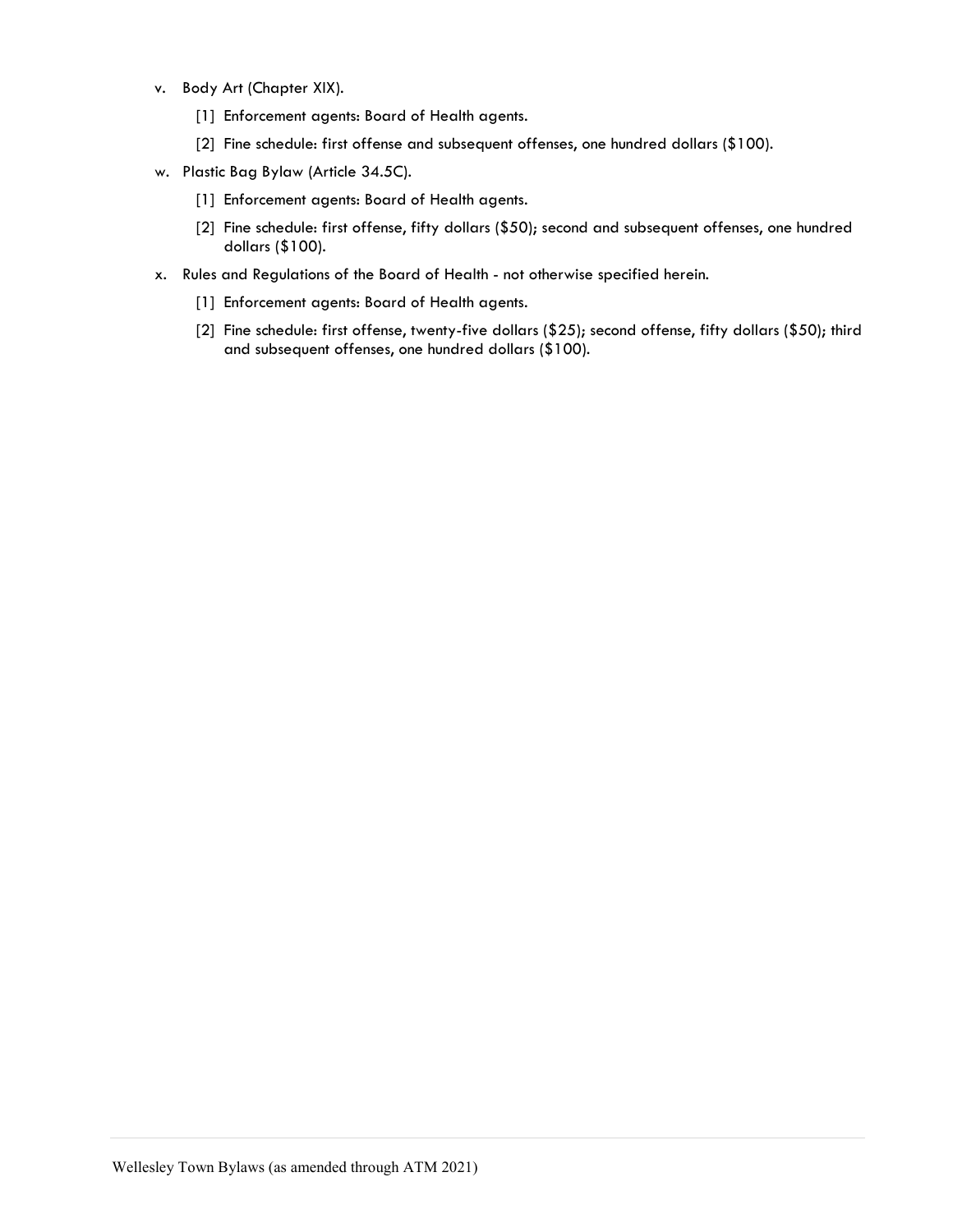v. Body Art (Chapter XIX).

   [1] Enforcement agents: Board of Health agents.

   [2] Fine schedule: first offense and subsequent offenses, one hundred dollars ($100).

w. Plastic Bag Bylaw (Article 34.5C).

   [1] Enforcement agents: Board of Health agents.

   [2] Fine schedule: first offense, fifty dollars ($50); second and subsequent offenses, one hundred dollars ($100).

x. Rules and Regulations of the Board of Health - not otherwise specified herein.

   [1] Enforcement agents: Board of Health agents.

   [2] Fine schedule: first offense, twenty-five dollars ($25); second offense, fifty dollars ($50); third and subsequent offenses, one hundred dollars ($100).